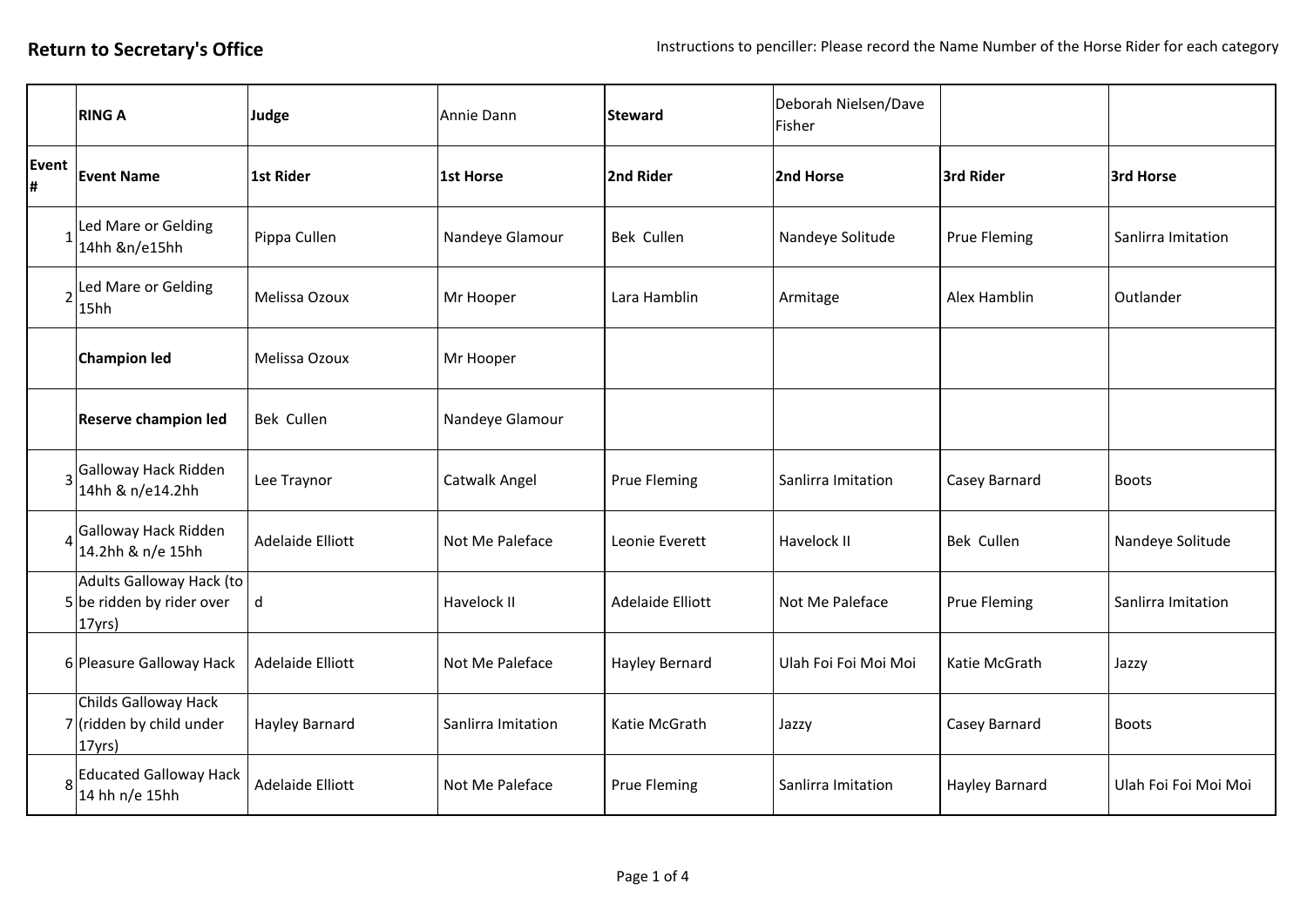**Return to Secretary's Office**

Instructions to penciller: Please record the Name Number of the Horse Rider for each category

| | RING A | Judge | Annie Dann | Steward | Deborah Nielsen/Dave Fisher | | |
|---|---|---|---|---|---|---|---|
| **Event #** | **Event Name** | **1st Rider** | **1st Horse** | **2nd Rider** | **2nd Horse** | **3rd Rider** | **3rd Horse** |
| 1 | Led Mare or Gelding 14hh &n/e15hh | Pippa Cullen | Nandeye Glamour | Bek Cullen | Nandeye Solitude | Prue Fleming | Sanlirra Imitation |
| 2 | Led Mare or Gelding 15hh | Melissa Ozoux | Mr Hooper | Lara Hamblin | Armitage | Alex Hamblin | Outlander |
| | **Champion led** | Melissa Ozoux | Mr Hooper | | | | |
| | **Reserve champion led** | Bek Cullen | Nandeye Glamour | | | | |
| 3 | Galloway Hack Ridden 14hh & n/e14.2hh | Lee Traynor | Catwalk Angel | Prue Fleming | Sanlirra Imitation | Casey Barnard | Boots |
| 4 | Galloway Hack Ridden 14.2hh & n/e 15hh | Adelaide Elliott | Not Me Paleface | Leonie Everett | Havelock II | Bek Cullen | Nandeye Solitude |
| 5 | Adults Galloway Hack (to be ridden by rider over 17yrs) | d | Havelock II | Adelaide Elliott | Not Me Paleface | Prue Fleming | Sanlirra Imitation |
| 6 | Pleasure Galloway Hack | Adelaide Elliott | Not Me Paleface | Hayley Bernard | Ulah Foi Foi Moi Moi | Katie McGrath | Jazzy |
| 7 | Childs Galloway Hack (ridden by child under 17yrs) | Hayley Barnard | Sanlirra Imitation | Katie McGrath | Jazzy | Casey Barnard | Boots |
| 8 | Educated Galloway Hack 14 hh n/e 15hh | Adelaide Elliott | Not Me Paleface | Prue Fleming | Sanlirra Imitation | Hayley Barnard | Ulah Foi Foi Moi Moi |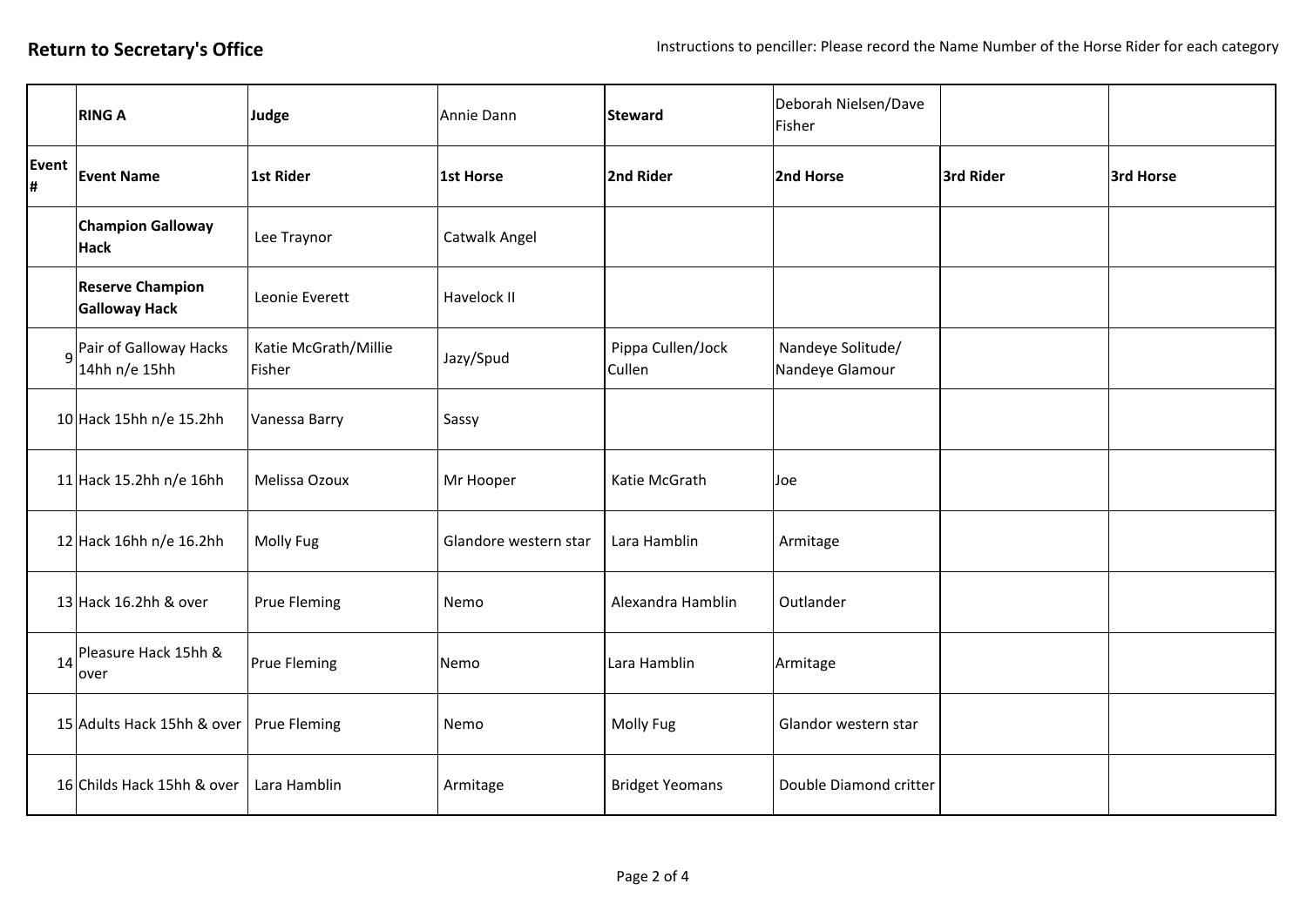**Return to Secretary's Office**

Instructions to penciller: Please record the Name Number of the Horse Rider for each category

| | RING A | Judge | Annie Dann | Steward | Deborah Nielsen/Dave Fisher | | |
|---|---|---|---|---|---|---|---|
| **Event #** | **Event Name** | **1st Rider** | **1st Horse** | **2nd Rider** | **2nd Horse** | **3rd Rider** | **3rd Horse** |
| | **Champion Galloway Hack** | Lee Traynor | Catwalk Angel | | | | |
| | **Reserve Champion Galloway Hack** | Leonie Everett | Havelock II | | | | |
| 9 | Pair of Galloway Hacks 14hh n/e 15hh | Katie McGrath/Millie Fisher | Jazy/Spud | Pippa Cullen/Jock Cullen | Nandeye Solitude/ Nandeye Glamour | | |
| 10 | Hack 15hh n/e 15.2hh | Vanessa Barry | Sassy | | | | |
| 11 | Hack 15.2hh n/e 16hh | Melissa Ozoux | Mr Hooper | Katie McGrath | Joe | | |
| 12 | Hack 16hh n/e 16.2hh | Molly Fug | Glandore western star | Lara Hamblin | Armitage | | |
| 13 | Hack 16.2hh & over | Prue Fleming | Nemo | Alexandra Hamblin | Outlander | | |
| 14 | Pleasure Hack 15hh & over | Prue Fleming | Nemo | Lara Hamblin | Armitage | | |
| 15 | Adults Hack 15hh & over | Prue Fleming | Nemo | Molly Fug | Glandor western star | | |
| 16 | Childs Hack 15hh & over | Lara Hamblin | Armitage | Bridget Yeomans | Double Diamond critter | | |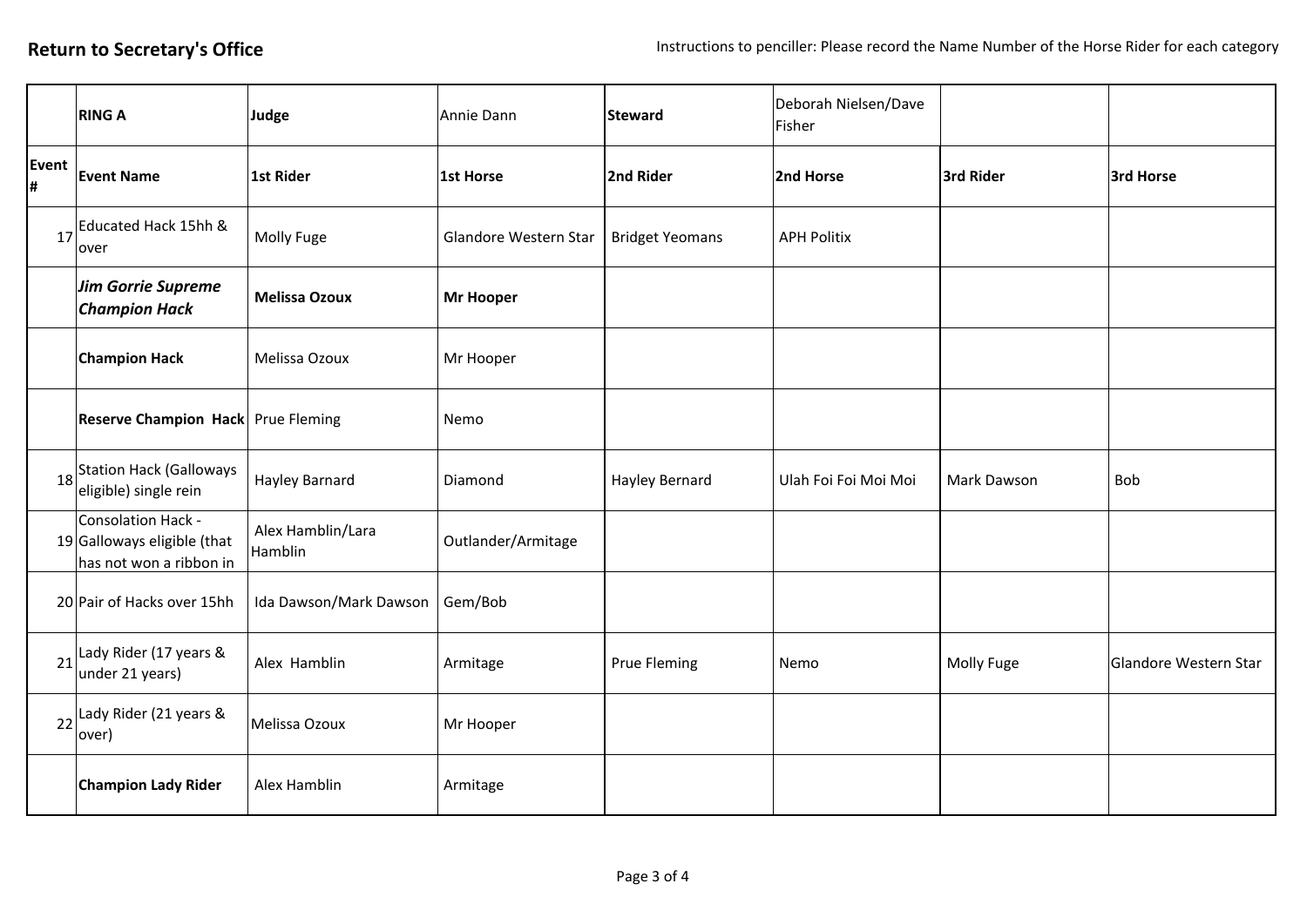**Return to Secretary's Office**

Instructions to penciller: Please record the Name Number of the Horse Rider for each category

| | **RING A** | **Judge** | Annie Dann | **Steward** | Deborah Nielsen/Dave Fisher | | |
|---|---|---|---|---|---|---|---|
| **Event #** | **Event Name** | **1st Rider** | **1st Horse** | **2nd Rider** | **2nd Horse** | **3rd Rider** | **3rd Horse** |
| 17 | Educated Hack 15hh & over | Molly Fuge | Glandore Western Star | Bridget Yeomans | APH Politix | | |
| | ***Jim Gorrie Supreme Champion Hack*** | **Melissa Ozoux** | **Mr Hooper** | | | | |
| | **Champion Hack** | Melissa Ozoux | Mr Hooper | | | | |
| | **Reserve Champion Hack** | Prue Fleming | Nemo | | | | |
| 18 | Station Hack (Galloways eligible) single rein | Hayley Barnard | Diamond | Hayley Bernard | Ulah Foi Foi Moi Moi | Mark Dawson | Bob |
| 19 | Consolation Hack - Galloways eligible (that has not won a ribbon in | Alex Hamblin/Lara Hamblin | Outlander/Armitage | | | | |
| 20 | Pair of Hacks over 15hh | Ida Dawson/Mark Dawson | Gem/Bob | | | | |
| 21 | Lady Rider (17 years & under 21 years) | Alex Hamblin | Armitage | Prue Fleming | Nemo | Molly Fuge | Glandore Western Star |
| 22 | Lady Rider (21 years & over) | Melissa Ozoux | Mr Hooper | | | | |
| | **Champion Lady Rider** | Alex Hamblin | Armitage | | | | |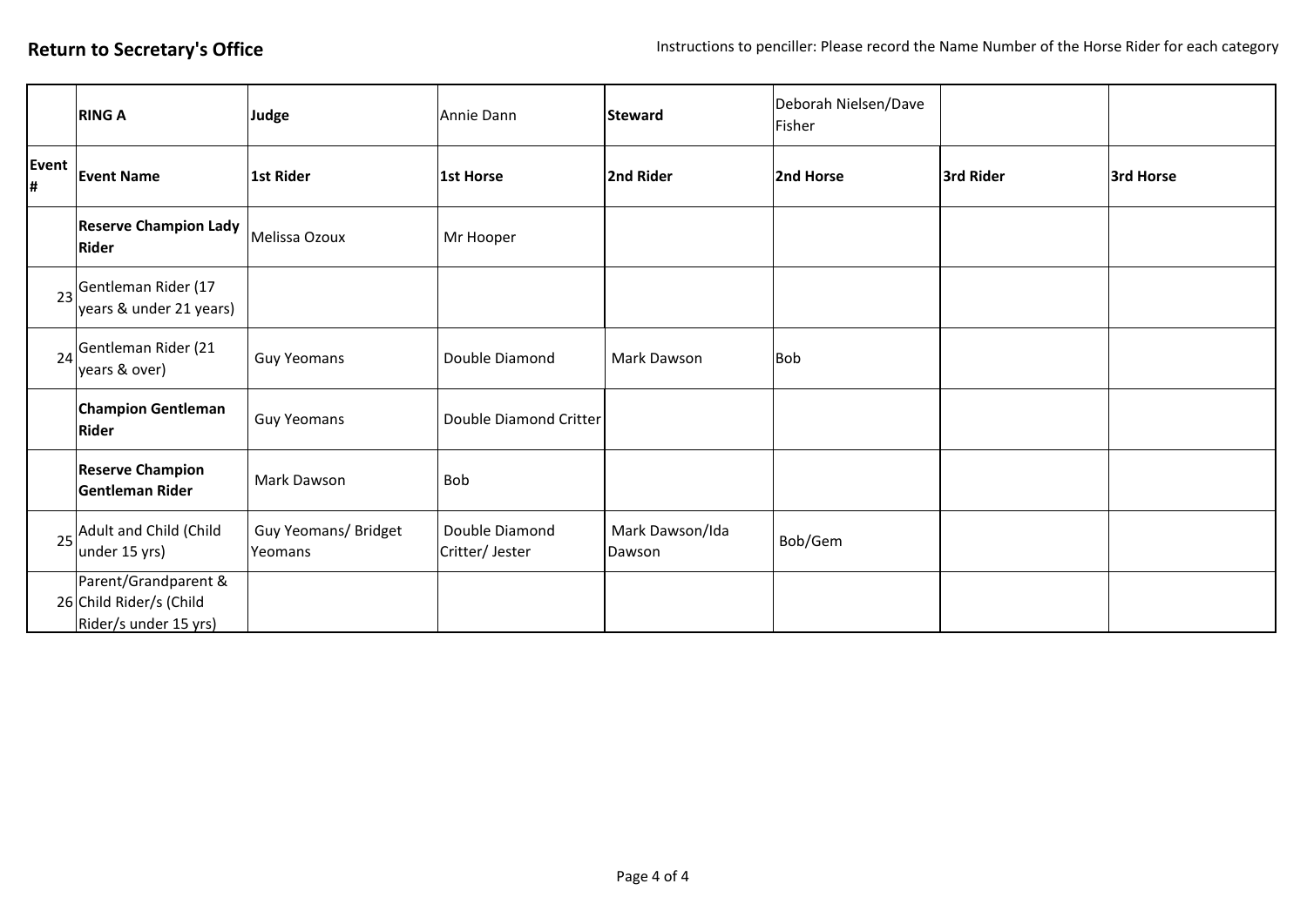**Return to Secretary's Office**

Instructions to penciller: Please record the Name Number of the Horse Rider for each category

| | **RING A** | **Judge** | Annie Dann | **Steward** | Deborah Nielsen/Dave Fisher | | |
|---|---|---|---|---|---|---|---|
| **Event #** | **Event Name** | **1st Rider** | **1st Horse** | **2nd Rider** | **2nd Horse** | **3rd Rider** | **3rd Horse** |
| | **Reserve Champion Lady Rider** | Melissa Ozoux | Mr Hooper | | | | |
| 23 | Gentleman Rider (17 years & under 21 years) | | | | | | |
| 24 | Gentleman Rider (21 years & over) | Guy Yeomans | Double Diamond | Mark Dawson | Bob | | |
| | **Champion Gentleman Rider** | Guy Yeomans | Double Diamond Critter | | | | |
| | **Reserve Champion Gentleman Rider** | Mark Dawson | Bob | | | | |
| 25 | Adult and Child (Child under 15 yrs) | Guy Yeomans/ Bridget Yeomans | Double Diamond Critter/ Jester | Mark Dawson/Ida Dawson | Bob/Gem | | |
| 26 | Parent/Grandparent & Child Rider/s (Child Rider/s under 15 yrs) | | | | | | |